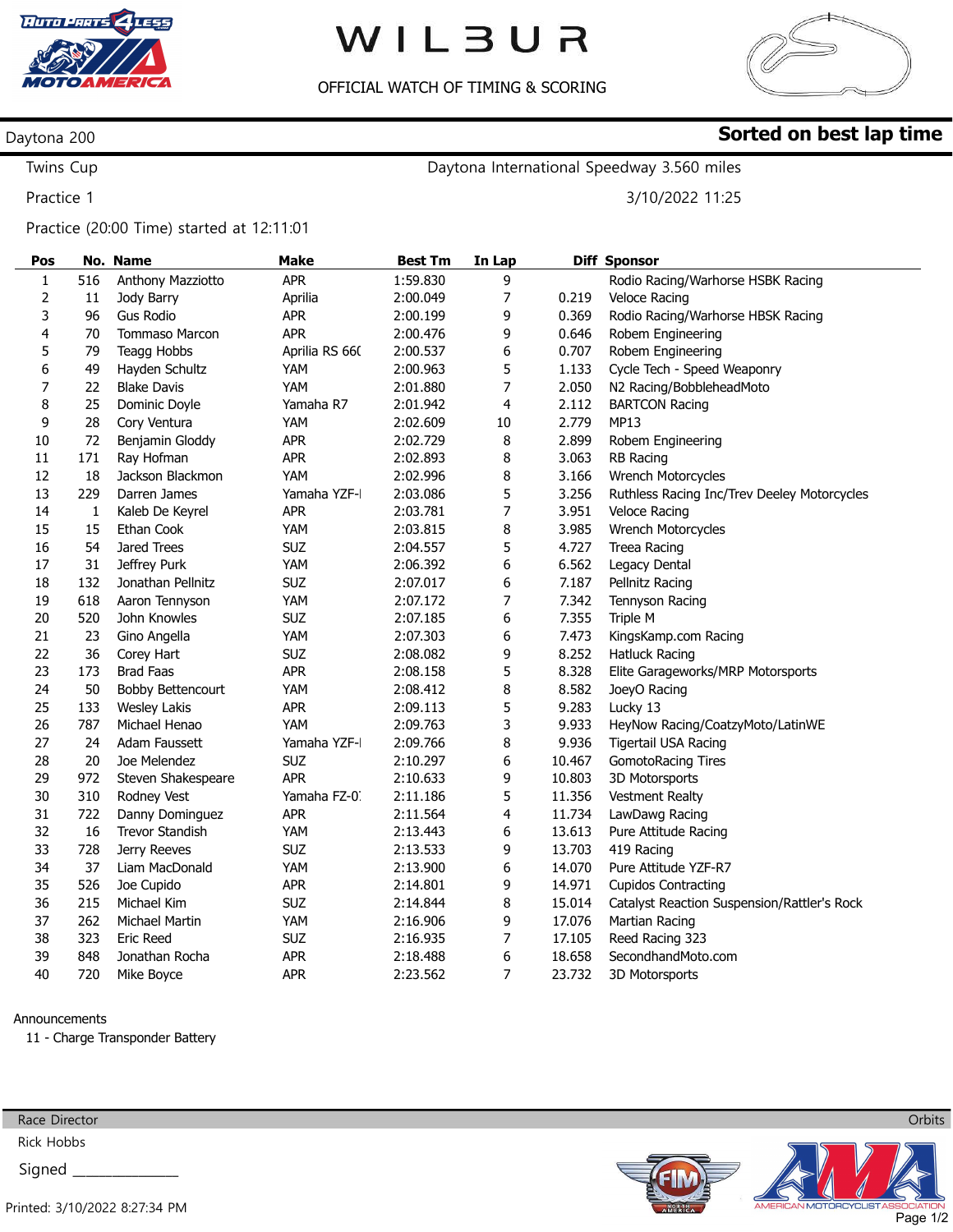# WILBUR

OFFICIAL WATCH OF TIMING & SCORING

## Daytona 200

**Sorted on best lap time**

Twins Cup — Daytona International Speedway 3.560 miles

Practice 1 — 3/10/2022 11:25

Practice (20:00 Time) started at 12:11:01

| Pos | No. | Name | Make | Best Tm | In Lap | Diff | Sponsor |
|---|---|---|---|---|---|---|---|
| 1 | 516 | Anthony Mazziotto | APR | 1:59.830 | 9 | | Rodio Racing/Warhorse HSBK Racing |
| 2 | 11 | Jody Barry | Aprilia | 2:00.049 | 7 | 0.219 | Veloce Racing |
| 3 | 96 | Gus Rodio | APR | 2:00.199 | 9 | 0.369 | Rodio Racing/Warhorse HBSK Racing |
| 4 | 70 | Tommaso Marcon | APR | 2:00.476 | 9 | 0.646 | Robem Engineering |
| 5 | 79 | Teagg Hobbs | Aprilia RS 66( | 2:00.537 | 6 | 0.707 | Robem Engineering |
| 6 | 49 | Hayden Schultz | YAM | 2:00.963 | 5 | 1.133 | Cycle Tech - Speed Weaponry |
| 7 | 22 | Blake Davis | YAM | 2:01.880 | 7 | 2.050 | N2 Racing/BobbleheadMoto |
| 8 | 25 | Dominic Doyle | Yamaha R7 | 2:01.942 | 4 | 2.112 | BARTCON Racing |
| 9 | 28 | Cory Ventura | YAM | 2:02.609 | 10 | 2.779 | MP13 |
| 10 | 72 | Benjamin Gloddy | APR | 2:02.729 | 8 | 2.899 | Robem Engineering |
| 11 | 171 | Ray Hofman | APR | 2:02.893 | 8 | 3.063 | RB Racing |
| 12 | 18 | Jackson Blackmon | YAM | 2:02.996 | 8 | 3.166 | Wrench Motorcycles |
| 13 | 229 | Darren James | Yamaha YZF-I | 2:03.086 | 5 | 3.256 | Ruthless Racing Inc/Trev Deeley Motorcycles |
| 14 | 1 | Kaleb De Keyrel | APR | 2:03.781 | 7 | 3.951 | Veloce Racing |
| 15 | 15 | Ethan Cook | YAM | 2:03.815 | 8 | 3.985 | Wrench Motorcycles |
| 16 | 54 | Jared Trees | SUZ | 2:04.557 | 5 | 4.727 | Treea Racing |
| 17 | 31 | Jeffrey Purk | YAM | 2:06.392 | 6 | 6.562 | Legacy Dental |
| 18 | 132 | Jonathan Pellnitz | SUZ | 2:07.017 | 6 | 7.187 | Pellnitz Racing |
| 19 | 618 | Aaron Tennyson | YAM | 2:07.172 | 7 | 7.342 | Tennyson Racing |
| 20 | 520 | John Knowles | SUZ | 2:07.185 | 6 | 7.355 | Triple M |
| 21 | 23 | Gino Angella | YAM | 2:07.303 | 6 | 7.473 | KingsKamp.com Racing |
| 22 | 36 | Corey Hart | SUZ | 2:08.082 | 9 | 8.252 | Hatluck Racing |
| 23 | 173 | Brad Faas | APR | 2:08.158 | 5 | 8.328 | Elite Garageworks/MRP Motorsports |
| 24 | 50 | Bobby Bettencourt | YAM | 2:08.412 | 8 | 8.582 | JoeyO Racing |
| 25 | 133 | Wesley Lakis | APR | 2:09.113 | 5 | 9.283 | Lucky 13 |
| 26 | 787 | Michael Henao | YAM | 2:09.763 | 3 | 9.933 | HeyNow Racing/CoatzyMoto/LatinWE |
| 27 | 24 | Adam Faussett | Yamaha YZF-I | 2:09.766 | 8 | 9.936 | Tigertail USA Racing |
| 28 | 20 | Joe Melendez | SUZ | 2:10.297 | 6 | 10.467 | GomotoRacing Tires |
| 29 | 972 | Steven Shakespeare | APR | 2:10.633 | 9 | 10.803 | 3D Motorsports |
| 30 | 310 | Rodney Vest | Yamaha FZ-0 | 2:11.186 | 5 | 11.356 | Vestment Realty |
| 31 | 722 | Danny Dominguez | APR | 2:11.564 | 4 | 11.734 | LawDawg Racing |
| 32 | 16 | Trevor Standish | YAM | 2:13.443 | 6 | 13.613 | Pure Attitude Racing |
| 33 | 728 | Jerry Reeves | SUZ | 2:13.533 | 9 | 13.703 | 419 Racing |
| 34 | 37 | Liam MacDonald | YAM | 2:13.900 | 6 | 14.070 | Pure Attitude YZF-R7 |
| 35 | 526 | Joe Cupido | APR | 2:14.801 | 9 | 14.971 | Cupidos Contracting |
| 36 | 215 | Michael Kim | SUZ | 2:14.844 | 8 | 15.014 | Catalyst Reaction Suspension/Rattler's Rock |
| 37 | 262 | Michael Martin | YAM | 2:16.906 | 9 | 17.076 | Martian Racing |
| 38 | 323 | Eric Reed | SUZ | 2:16.935 | 7 | 17.105 | Reed Racing 323 |
| 39 | 848 | Jonathan Rocha | APR | 2:18.488 | 6 | 18.658 | SecondhandMoto.com |
| 40 | 720 | Mike Boyce | APR | 2:23.562 | 7 | 23.732 | 3D Motorsports |

Announcements

11 - Charge Transponder Battery

Race Director — Orbits

Rick Hobbs

Signed ______________

Printed: 3/10/2022 8:27:34 PM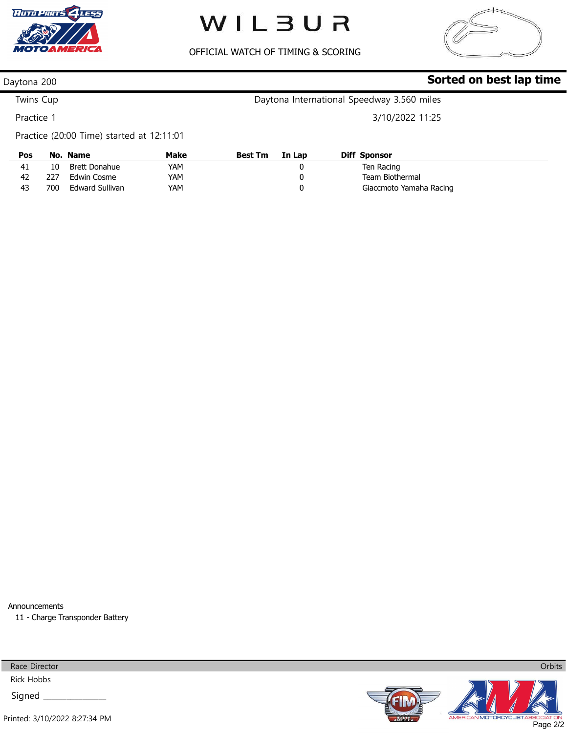WILBUR

OFFICIAL WATCH OF TIMING & SCORING

Daytona 200 **Sorted on best lap time**

Twins Cup Daytona International Speedway 3.560 miles

Practice 1 3/10/2022 11:25

Practice (20:00 Time) started at 12:11:01

| Pos | No. | Name | Make | Best Tm | In Lap | Diff | Sponsor |
|---|---|---|---|---|---|---|---|
| 41 | 10 | Brett Donahue | YAM | | 0 | | Ten Racing |
| 42 | 227 | Edwin Cosme | YAM | | 0 | | Team Biothermal |
| 43 | 700 | Edward Sullivan | YAM | | 0 | | Giaccmoto Yamaha Racing |

Announcements

11 - Charge Transponder Battery

Race Director Orbits

Rick Hobbs

Signed _____________

Printed: 3/10/2022 8:27:34 PM